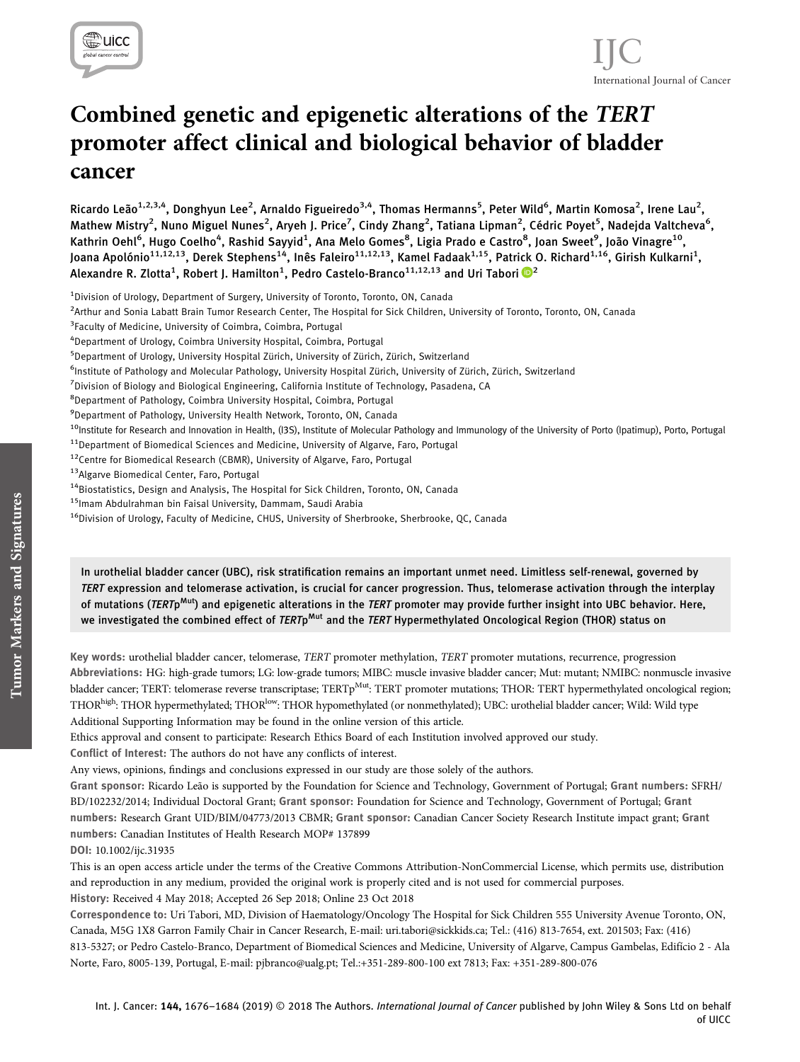# Combined genetic and epigenetic alterations of the *TERT* promoter affect clinical and biological behavior of bladder cancer

Ricardo Leão[1,2,3,4], Donghyun Lee[2], Arnaldo Figueiredo[3,4], Thomas Hermanns[5], Peter Wild[6], Martin Komosa[2], Irene Lau[2], Mathew Mistry[2], Nuno Miguel Nunes[2], Aryeh J. Price[7], Cindy Zhang[2], Tatiana Lipman[2], Cédric Poyet[5], Nadejda Valtcheva[6], Kathrin Oehl[6], Hugo Coelho[4], Rashid Sayyid[1], Ana Melo Gomes[8], Ligia Prado e Castro[8], Joan Sweet[9], João Vinagre[10], Joana Apolónio[11,12,13], Derek Stephens[14], Inês Faleiro[11,12,13], Kamel Fadaak[1,15], Patrick O. Richard[1,16], Girish Kulkarni[1], Alexandre R. Zlotta[1], Robert J. Hamilton[1], Pedro Castelo-Branco[11,12,13] and Uri Tabori[2]

[1]Division of Urology, Department of Surgery, University of Toronto, Toronto, ON, Canada
[2]Arthur and Sonia Labatt Brain Tumor Research Center, The Hospital for Sick Children, University of Toronto, Toronto, ON, Canada
[3]Faculty of Medicine, University of Coimbra, Coimbra, Portugal
[4]Department of Urology, Coimbra University Hospital, Coimbra, Portugal
[5]Department of Urology, University Hospital Zürich, University of Zürich, Zürich, Switzerland
[6]Institute of Pathology and Molecular Pathology, University Hospital Zürich, University of Zürich, Zürich, Switzerland
[7]Division of Biology and Biological Engineering, California Institute of Technology, Pasadena, CA
[8]Department of Pathology, Coimbra University Hospital, Coimbra, Portugal
[9]Department of Pathology, University Health Network, Toronto, ON, Canada
[10]Institute for Research and Innovation in Health, (I3S), Institute of Molecular Pathology and Immunology of the University of Porto (Ipatimup), Porto, Portugal
[11]Department of Biomedical Sciences and Medicine, University of Algarve, Faro, Portugal
[12]Centre for Biomedical Research (CBMR), University of Algarve, Faro, Portugal
[13]Algarve Biomedical Center, Faro, Portugal
[14]Biostatistics, Design and Analysis, The Hospital for Sick Children, Toronto, ON, Canada
[15]Imam Abdulrahman bin Faisal University, Dammam, Saudi Arabia
[16]Division of Urology, Faculty of Medicine, CHUS, University of Sherbrooke, Sherbrooke, QC, Canada

In urothelial bladder cancer (UBC), risk stratification remains an important unmet need. Limitless self-renewal, governed by *TERT* expression and telomerase activation, is crucial for cancer progression. Thus, telomerase activation through the interplay of mutations (*TERT*p$^{Mut}$) and epigenetic alterations in the *TERT* promoter may provide further insight into UBC behavior. Here, we investigated the combined effect of *TERT*p$^{Mut}$ and the *TERT* Hypermethylated Oncological Region (THOR) status on

**Key words:** urothelial bladder cancer, telomerase, *TERT* promoter methylation, *TERT* promoter mutations, recurrence, progression

**Abbreviations:** HG: high-grade tumors; LG: low-grade tumors; MIBC: muscle invasive bladder cancer; Mut: mutant; NMIBC: nonmuscle invasive bladder cancer; TERT: telomerase reverse transcriptase; TERTp$^{Mut}$: TERT promoter mutations; THOR: TERT hypermethylated oncological region; THOR$^{high}$: THOR hypermethylated; THOR$^{low}$: THOR hypomethylated (or nonmethylated); UBC: urothelial bladder cancer; Wild: Wild type

Additional Supporting Information may be found in the online version of this article.

Ethics approval and consent to participate: Research Ethics Board of each Institution involved approved our study.

**Conflict of Interest:** The authors do not have any conflicts of interest.

Any views, opinions, findings and conclusions expressed in our study are those solely of the authors.

**Grant sponsor:** Ricardo Leão is supported by the Foundation for Science and Technology, Government of Portugal; **Grant numbers:** SFRH/BD/102232/2014; Individual Doctoral Grant; **Grant sponsor:** Foundation for Science and Technology, Government of Portugal; **Grant numbers:** Research Grant UID/BIM/04773/2013 CBMR; **Grant sponsor:** Canadian Cancer Society Research Institute impact grant; **Grant numbers:** Canadian Institutes of Health Research MOP# 137899

**DOI:** 10.1002/ijc.31935

This is an open access article under the terms of the Creative Commons Attribution-NonCommercial License, which permits use, distribution and reproduction in any medium, provided the original work is properly cited and is not used for commercial purposes.

**History:** Received 4 May 2018; Accepted 26 Sep 2018; Online 23 Oct 2018

**Correspondence to:** Uri Tabori, MD, Division of Haematology/Oncology The Hospital for Sick Children 555 University Avenue Toronto, ON, Canada, M5G 1X8 Garron Family Chair in Cancer Research, E-mail: uri.tabori@sickkids.ca; Tel.: (416) 813-7654, ext. 201503; Fax: (416) 813-5327; or Pedro Castelo-Branco, Department of Biomedical Sciences and Medicine, University of Algarve, Campus Gambelas, Edifício 2 - Ala Norte, Faro, 8005-139, Portugal, E-mail: pjbranco@ualg.pt; Tel.:+351-289-800-100 ext 7813; Fax: +351-289-800-076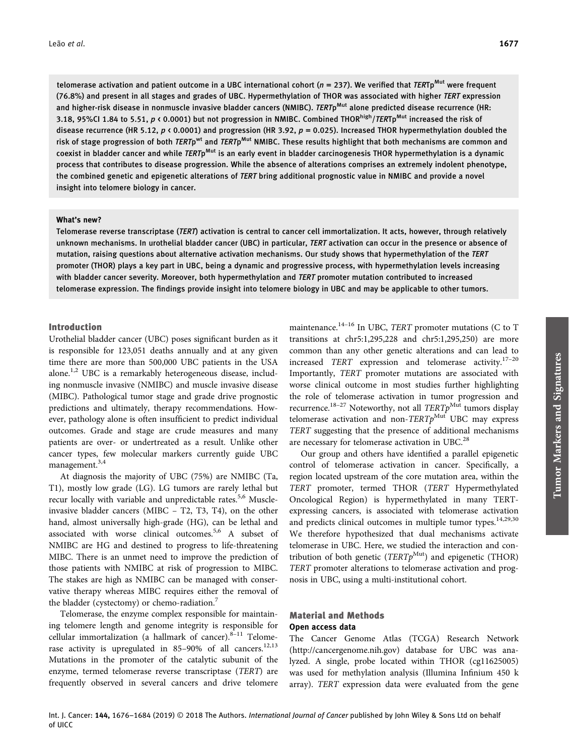telomerase activation and patient outcome in a UBC international cohort ($n = 237$). We verified that *TERT*p[Mut] were frequent (76.8%) and present in all stages and grades of UBC. Hypermethylation of THOR was associated with higher *TERT* expression and higher-risk disease in nonmuscle invasive bladder cancers (NMIBC). *TERT*p[Mut] alone predicted disease recurrence (HR: 3.18, 95%CI 1.84 to 5.51, $p < 0.0001$) but not progression in NMIBC. Combined THOR[high]/*TERT*p[Mut] increased the risk of disease recurrence (HR 5.12, $p < 0.0001$) and progression (HR 3.92, $p = 0.025$). Increased THOR hypermethylation doubled the risk of stage progression of both *TERT*p[wt] and *TERT*p[Mut] NMIBC. These results highlight that both mechanisms are common and coexist in bladder cancer and while *TERT*p[Mut] is an early event in bladder carcinogenesis THOR hypermethylation is a dynamic process that contributes to disease progression. While the absence of alterations comprises an extremely indolent phenotype, the combined genetic and epigenetic alterations of *TERT* bring additional prognostic value in NMIBC and provide a novel insight into telomere biology in cancer.

**What's new?**

Telomerase reverse transcriptase (*TERT*) activation is central to cancer cell immortalization. It acts, however, through relatively unknown mechanisms. In urothelial bladder cancer (UBC) in particular, *TERT* activation can occur in the presence or absence of mutation, raising questions about alternative activation mechanisms. Our study shows that hypermethylation of the *TERT* promoter (THOR) plays a key part in UBC, being a dynamic and progressive process, with hypermethylation levels increasing with bladder cancer severity. Moreover, both hypermethylation and *TERT* promoter mutation contributed to increased telomerase expression. The findings provide insight into telomere biology in UBC and may be applicable to other tumors.

## Introduction

Urothelial bladder cancer (UBC) poses significant burden as it is responsible for 123,051 deaths annually and at any given time there are more than 500,000 UBC patients in the USA alone.[1,2] UBC is a remarkably heterogeneous disease, including nonmuscle invasive (NMIBC) and muscle invasive disease (MIBC). Pathological tumor stage and grade drive prognostic predictions and ultimately, therapy recommendations. However, pathology alone is often insufficient to predict individual outcomes. Grade and stage are crude measures and many patients are over- or undertreated as a result. Unlike other cancer types, few molecular markers currently guide UBC management.[3,4]

At diagnosis the majority of UBC (75%) are NMIBC (Ta, T1), mostly low grade (LG). LG tumors are rarely lethal but recur locally with variable and unpredictable rates.[5,6] Muscle-invasive bladder cancers (MIBC – T2, T3, T4), on the other hand, almost universally high-grade (HG), can be lethal and associated with worse clinical outcomes.[5,6] A subset of NMIBC are HG and destined to progress to life-threatening MIBC. There is an unmet need to improve the prediction of those patients with NMIBC at risk of progression to MIBC. The stakes are high as NMIBC can be managed with conservative therapy whereas MIBC requires either the removal of the bladder (cystectomy) or chemo-radiation.[7]

Telomerase, the enzyme complex responsible for maintaining telomere length and genome integrity is responsible for cellular immortalization (a hallmark of cancer).[8–11] Telomerase activity is upregulated in 85–90% of all cancers.[12,13] Mutations in the promoter of the catalytic subunit of the enzyme, termed telomerase reverse transcriptase (*TERT*) are frequently observed in several cancers and drive telomere maintenance.[14–16] In UBC, *TERT* promoter mutations (C to T transitions at chr5:1,295,228 and chr5:1,295,250) are more common than any other genetic alterations and can lead to increased *TERT* expression and telomerase activity.[17–20] Importantly, *TERT* promoter mutations are associated with worse clinical outcome in most studies further highlighting the role of telomerase activation in tumor progression and recurrence.[18–27] Noteworthy, not all *TERTp*[Mut] tumors display telomerase activation and non-*TERTp*[Mut] UBC may express *TERT* suggesting that the presence of additional mechanisms are necessary for telomerase activation in UBC.[28]

Our group and others have identified a parallel epigenetic control of telomerase activation in cancer. Specifically, a region located upstream of the core mutation area, within the *TERT* promoter, termed THOR (*TERT* Hypermethylated Oncological Region) is hypermethylated in many TERT-expressing cancers, is associated with telomerase activation and predicts clinical outcomes in multiple tumor types.[14,29,30] We therefore hypothesized that dual mechanisms activate telomerase in UBC. Here, we studied the interaction and contribution of both genetic (*TERTp*[Mut]) and epigenetic (THOR) *TERT* promoter alterations to telomerase activation and prognosis in UBC, using a multi-institutional cohort.

## Material and Methods

### Open access data

The Cancer Genome Atlas (TCGA) Research Network (http://cancergenome.nih.gov) database for UBC was analyzed. A single, probe located within THOR (cg11625005) was used for methylation analysis (Illumina Infinium 450 k array). *TERT* expression data were evaluated from the gene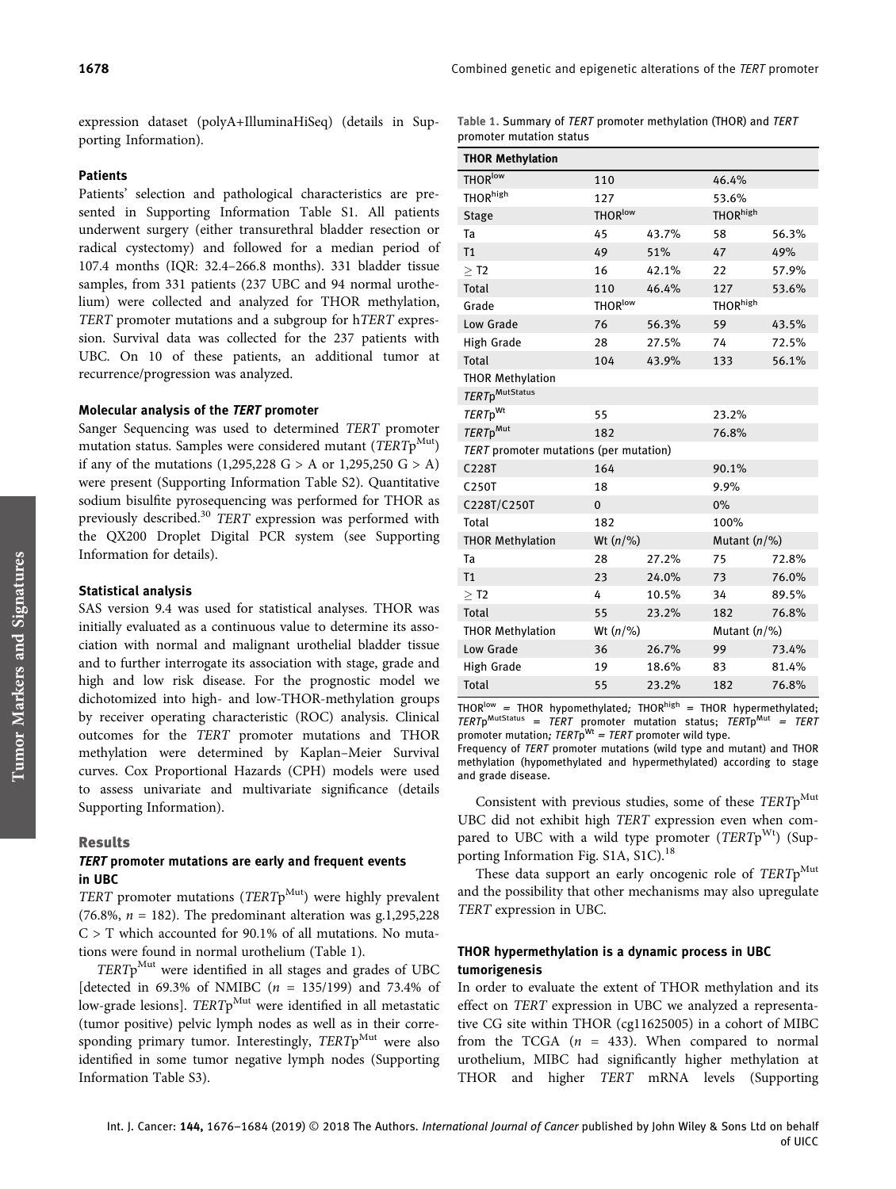expression dataset (polyA+IlluminaHiSeq) (details in Supporting Information).

### Patients

Patients' selection and pathological characteristics are presented in Supporting Information Table S1. All patients underwent surgery (either transurethral bladder resection or radical cystectomy) and followed for a median period of 107.4 months (IQR: 32.4–266.8 months). 331 bladder tissue samples, from 331 patients (237 UBC and 94 normal urothelium) were collected and analyzed for THOR methylation, *TERT* promoter mutations and a subgroup for h*TERT* expression. Survival data was collected for the 237 patients with UBC. On 10 of these patients, an additional tumor at recurrence/progression was analyzed.

### Molecular analysis of the *TERT* promoter

Sanger Sequencing was used to determined *TERT* promoter mutation status. Samples were considered mutant ($TERTp^{Mut}$) if any of the mutations (1,295,228 G > A or 1,295,250 G > A) were present (Supporting Information Table S2). Quantitative sodium bisulfite pyrosequencing was performed for THOR as previously described.[30] *TERT* expression was performed with the QX200 Droplet Digital PCR system (see Supporting Information for details).

### Statistical analysis

SAS version 9.4 was used for statistical analyses. THOR was initially evaluated as a continuous value to determine its association with normal and malignant urothelial bladder tissue and to further interrogate its association with stage, grade and high and low risk disease. For the prognostic model we dichotomized into high- and low-THOR-methylation groups by receiver operating characteristic (ROC) analysis. Clinical outcomes for the *TERT* promoter mutations and THOR methylation were determined by Kaplan–Meier Survival curves. Cox Proportional Hazards (CPH) models were used to assess univariate and multivariate significance (details Supporting Information).

## Results

### *TERT* promoter mutations are early and frequent events in UBC

*TERT* promoter mutations ($TERTp^{Mut}$) were highly prevalent (76.8%, $n$ = 182). The predominant alteration was g.1,295,228 C > T which accounted for 90.1% of all mutations. No mutations were found in normal urothelium (Table 1).

$TERTp^{Mut}$ were identified in all stages and grades of UBC [detected in 69.3% of NMIBC ($n$ = 135/199) and 73.4% of low-grade lesions]. $TERTp^{Mut}$ were identified in all metastatic (tumor positive) pelvic lymph nodes as well as in their corresponding primary tumor. Interestingly, $TERTp^{Mut}$ were also identified in some tumor negative lymph nodes (Supporting Information Table S3).

Table 1. Summary of *TERT* promoter methylation (THOR) and *TERT* promoter mutation status

| **THOR Methylation** | | | | |
|---|---|---|---|---|
| $THOR^{low}$ | 110 | | 46.4% | |
| $THOR^{high}$ | 127 | | 53.6% | |
| Stage | $THOR^{low}$ | | $THOR^{high}$ | |
| Ta | 45 | 43.7% | 58 | 56.3% |
| T1 | 49 | 51% | 47 | 49% |
| ≥ T2 | 16 | 42.1% | 22 | 57.9% |
| Total | 110 | 46.4% | 127 | 53.6% |
| Grade | $THOR^{low}$ | | $THOR^{high}$ | |
| Low Grade | 76 | 56.3% | 59 | 43.5% |
| High Grade | 28 | 27.5% | 74 | 72.5% |
| Total | 104 | 43.9% | 133 | 56.1% |
| THOR Methylation | | | | |
| $TERTp^{MutStatus}$ | | | | |
| $TERTp^{Wt}$ | 55 | | 23.2% | |
| $TERTp^{Mut}$ | 182 | | 76.8% | |
| *TERT* promoter mutations (per mutation) | | | | |
| C228T | 164 | | 90.1% | |
| C250T | 18 | | 9.9% | |
| C228T/C250T | 0 | | 0% | |
| Total | 182 | | 100% | |
| THOR Methylation | Wt ($n$/%) | | Mutant ($n$/%) | |
| Ta | 28 | 27.2% | 75 | 72.8% |
| T1 | 23 | 24.0% | 73 | 76.0% |
| ≥ T2 | 4 | 10.5% | 34 | 89.5% |
| Total | 55 | 23.2% | 182 | 76.8% |
| THOR Methylation | Wt ($n$/%) | | Mutant ($n$/%) | |
| Low Grade | 36 | 26.7% | 99 | 73.4% |
| High Grade | 19 | 18.6% | 83 | 81.4% |
| Total | 55 | 23.2% | 182 | 76.8% |

$THOR^{low}$ = THOR hypomethylated; $THOR^{high}$ = THOR hypermethylated; $TERTp^{MutStatus}$ = *TERT* promoter mutation status; $TERTp^{Mut}$ = *TERT* promoter mutation; $TERTp^{Wt}$ = *TERT* promoter wild type.
Frequency of *TERT* promoter mutations (wild type and mutant) and THOR methylation (hypomethylated and hypermethylated) according to stage and grade disease.

Consistent with previous studies, some of these $TERTp^{Mut}$ UBC did not exhibit high *TERT* expression even when compared to UBC with a wild type promoter ($TERTp^{Wt}$) (Supporting Information Fig. S1A, S1C).[18]

These data support an early oncogenic role of $TERTp^{Mut}$ and the possibility that other mechanisms may also upregulate *TERT* expression in UBC.

### THOR hypermethylation is a dynamic process in UBC tumorigenesis

In order to evaluate the extent of THOR methylation and its effect on *TERT* expression in UBC we analyzed a representative CG site within THOR (cg11625005) in a cohort of MIBC from the TCGA ($n$ = 433). When compared to normal urothelium, MIBC had significantly higher methylation at THOR and higher *TERT* mRNA levels (Supporting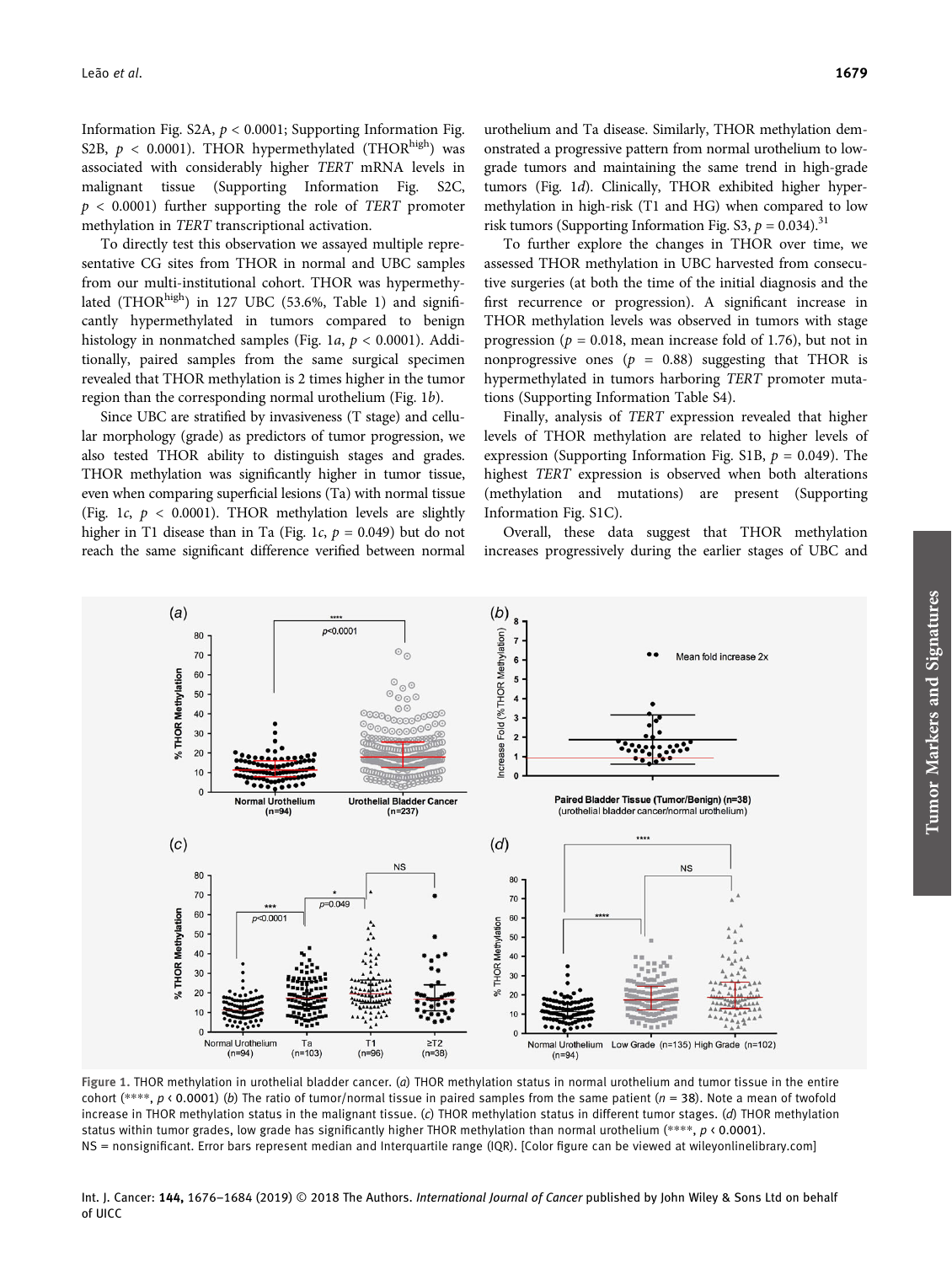Information Fig. S2A, $p < 0.0001$; Supporting Information Fig. S2B, $p < 0.0001$). THOR hypermethylated (THOR$^{high}$) was associated with considerably higher *TERT* mRNA levels in malignant tissue (Supporting Information Fig. S2C, $p < 0.0001$) further supporting the role of *TERT* promoter methylation in *TERT* transcriptional activation.

To directly test this observation we assayed multiple representative CG sites from THOR in normal and UBC samples from our multi-institutional cohort. THOR was hypermethylated (THOR$^{high}$) in 127 UBC (53.6%, Table 1) and significantly hypermethylated in tumors compared to benign histology in nonmatched samples (Fig. 1*a*, $p < 0.0001$). Additionally, paired samples from the same surgical specimen revealed that THOR methylation is 2 times higher in the tumor region than the corresponding normal urothelium (Fig. 1*b*).

Since UBC are stratified by invasiveness (T stage) and cellular morphology (grade) as predictors of tumor progression, we also tested THOR ability to distinguish stages and grades. THOR methylation was significantly higher in tumor tissue, even when comparing superficial lesions (Ta) with normal tissue (Fig. 1*c*, $p < 0.0001$). THOR methylation levels are slightly higher in T1 disease than in Ta (Fig. 1*c*, $p = 0.049$) but do not reach the same significant difference verified between normal urothelium and Ta disease. Similarly, THOR methylation demonstrated a progressive pattern from normal urothelium to low-grade tumors and maintaining the same trend in high-grade tumors (Fig. 1*d*). Clinically, THOR exhibited higher hypermethylation in high-risk (T1 and HG) when compared to low risk tumors (Supporting Information Fig. S3, $p = 0.034$).[31]

To further explore the changes in THOR over time, we assessed THOR methylation in UBC harvested from consecutive surgeries (at both the time of the initial diagnosis and the first recurrence or progression). A significant increase in THOR methylation levels was observed in tumors with stage progression ($p = 0.018$, mean increase fold of 1.76), but not in nonprogressive ones ($p = 0.88$) suggesting that THOR is hypermethylated in tumors harboring *TERT* promoter mutations (Supporting Information Table S4).

Finally, analysis of *TERT* expression revealed that higher levels of THOR methylation are related to higher levels of expression (Supporting Information Fig. S1B, $p = 0.049$). The highest *TERT* expression is observed when both alterations (methylation and mutations) are present (Supporting Information Fig. S1C).

Overall, these data suggest that THOR methylation increases progressively during the earlier stages of UBC and

Figure 1. THOR methylation in urothelial bladder cancer. (*a*) THOR methylation status in normal urothelium and tumor tissue in the entire cohort (****, $p < 0.0001$) (*b*) The ratio of tumor/normal tissue in paired samples from the same patient ($n = 38$). Note a mean of twofold increase in THOR methylation status in the malignant tissue. (*c*) THOR methylation status in different tumor stages. (*d*) THOR methylation status within tumor grades, low grade has significantly higher THOR methylation than normal urothelium (****, $p < 0.0001$). NS = nonsignificant. Error bars represent median and Interquartile range (IQR). [Color figure can be viewed at wileyonlinelibrary.com]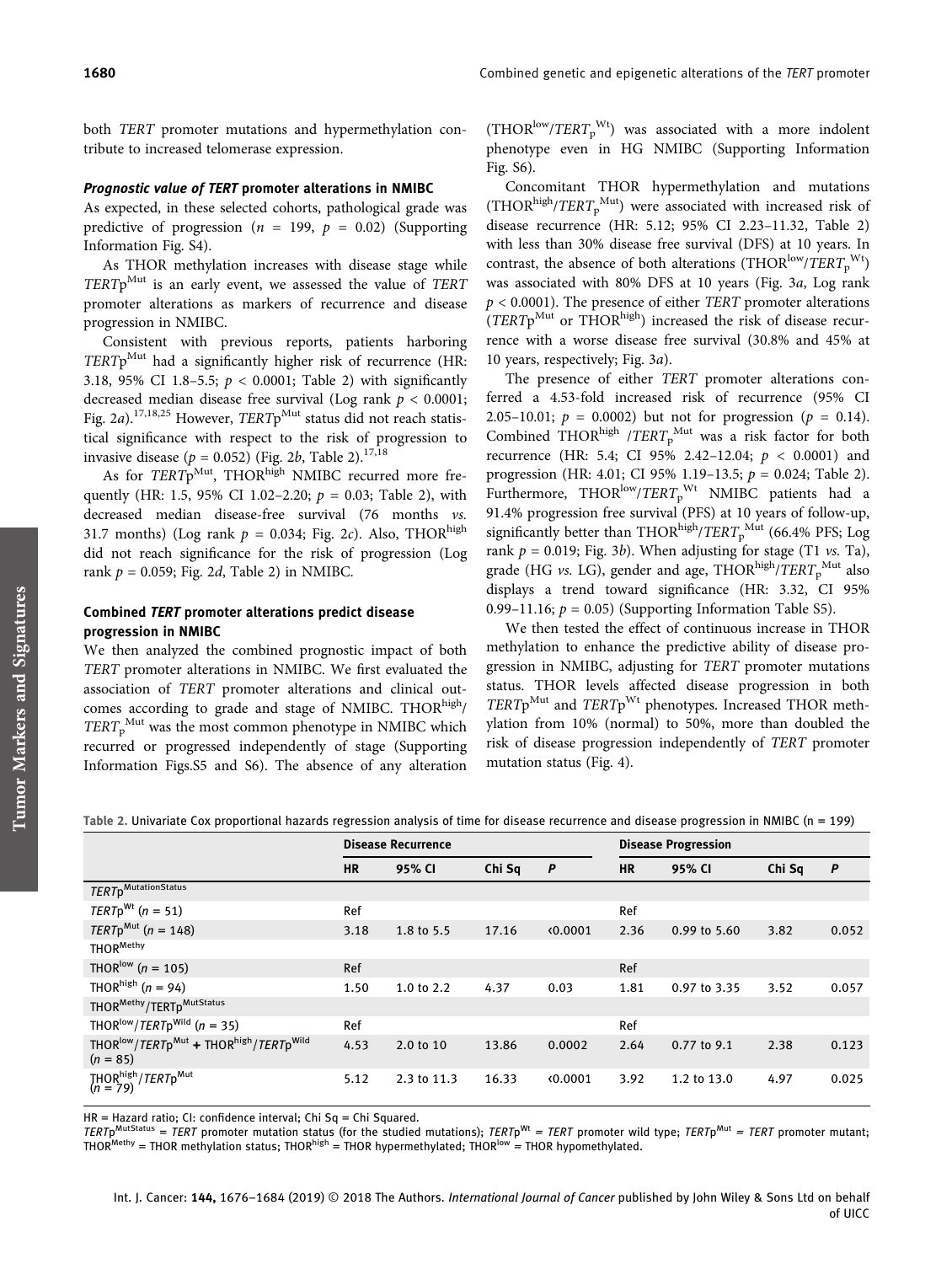both *TERT* promoter mutations and hypermethylation contribute to increased telomerase expression.

#### *Prognostic value of TERT promoter alterations in NMIBC*

As expected, in these selected cohorts, pathological grade was predictive of progression ($n = 199$, $p = 0.02$) (Supporting Information Fig. S4).

As THOR methylation increases with disease stage while $TERTp^{Mut}$ is an early event, we assessed the value of *TERT* promoter alterations as markers of recurrence and disease progression in NMIBC.

Consistent with previous reports, patients harboring $TERTp^{Mut}$ had a significantly higher risk of recurrence (HR: 3.18, 95% CI 1.8–5.5; $p < 0.0001$; Table 2) with significantly decreased median disease free survival (Log rank $p < 0.0001$; Fig. 2*a*).[17,18,25] However, $TERTp^{Mut}$ status did not reach statistical significance with respect to the risk of progression to invasive disease ($p = 0.052$) (Fig. 2*b*, Table 2).[17,18]

As for $TERTp^{Mut}$, $THOR^{high}$ NMIBC recurred more frequently (HR: 1.5, 95% CI 1.02–2.20; $p = 0.03$; Table 2), with decreased median disease-free survival (76 months *vs.* 31.7 months) (Log rank $p = 0.034$; Fig. 2*c*). Also, $THOR^{high}$ did not reach significance for the risk of progression (Log rank $p = 0.059$; Fig. 2*d*, Table 2) in NMIBC.

### Combined *TERT* promoter alterations predict disease progression in NMIBC

We then analyzed the combined prognostic impact of both *TERT* promoter alterations in NMIBC. We first evaluated the association of *TERT* promoter alterations and clinical outcomes according to grade and stage of NMIBC. $THOR^{high}/TERT_p^{Mut}$ was the most common phenotype in NMIBC which recurred or progressed independently of stage (Supporting Information Figs.S5 and S6). The absence of any alteration ($THOR^{low}/TERT_p^{Wt}$) was associated with a more indolent phenotype even in HG NMIBC (Supporting Information Fig. S6).

Concomitant THOR hypermethylation and mutations ($THOR^{high}/TERT_p^{Mut}$) were associated with increased risk of disease recurrence (HR: 5.12; 95% CI 2.23–11.32, Table 2) with less than 30% disease free survival (DFS) at 10 years. In contrast, the absence of both alterations ($THOR^{low}/TERT_p^{Wt}$) was associated with 80% DFS at 10 years (Fig. 3*a*, Log rank $p < 0.0001$). The presence of either *TERT* promoter alterations ($TERTp^{Mut}$ or $THOR^{high}$) increased the risk of disease recurrence with a worse disease free survival (30.8% and 45% at 10 years, respectively; Fig. 3*a*).

The presence of either *TERT* promoter alterations conferred a 4.53-fold increased risk of recurrence (95% CI 2.05–10.01; $p = 0.0002$) but not for progression ($p = 0.14$). Combined $THOR^{high}/TERT_p^{Mut}$ was a risk factor for both recurrence (HR: 5.4; CI 95% 2.42–12.04; $p < 0.0001$) and progression (HR: 4.01; CI 95% 1.19–13.5; $p = 0.024$; Table 2). Furthermore, $THOR^{low}/TERT_p^{Wt}$ NMIBC patients had a 91.4% progression free survival (PFS) at 10 years of follow-up, significantly better than $THOR^{high}/TERT_p^{Mut}$ (66.4% PFS; Log rank $p = 0.019$; Fig. 3*b*). When adjusting for stage (T1 *vs.* Ta), grade (HG *vs.* LG), gender and age, $THOR^{high}/TERT_p^{Mut}$ also displays a trend toward significance (HR: 3.32, CI 95% 0.99–11.16; $p = 0.05$) (Supporting Information Table S5).

We then tested the effect of continuous increase in THOR methylation to enhance the predictive ability of disease progression in NMIBC, adjusting for *TERT* promoter mutations status. THOR levels affected disease progression in both $TERTp^{Mut}$ and $TERTp^{Wt}$ phenotypes. Increased THOR methylation from 10% (normal) to 50%, more than doubled the risk of disease progression independently of *TERT* promoter mutation status (Fig. 4).

Table 2. Univariate Cox proportional hazards regression analysis of time for disease recurrence and disease progression in NMIBC (n = 199)

| | Disease Recurrence | | | | Disease Progression | | | |
|---|---|---|---|---|---|---|---|---|
| | HR | 95% CI | Chi Sq | P | HR | 95% CI | Chi Sq | P |
| $TERTp^{MutationStatus}$ | | | | | | | | |
| $TERTp^{Wt}$ ($n = 51$) | Ref | | | | Ref | | | |
| $TERTp^{Mut}$ ($n = 148$) | 3.18 | 1.8 to 5.5 | 17.16 | <0.0001 | 2.36 | 0.99 to 5.60 | 3.82 | 0.052 |
| $THOR^{Methy}$ | | | | | | | | |
| $THOR^{low}$ ($n = 105$) | Ref | | | | Ref | | | |
| $THOR^{high}$ ($n = 94$) | 1.50 | 1.0 to 2.2 | 4.37 | 0.03 | 1.81 | 0.97 to 3.35 | 3.52 | 0.057 |
| $THOR^{Methy}/TERTp^{MutStatus}$ | | | | | | | | |
| $THOR^{low}/TERTp^{Wild}$ ($n = 35$) | Ref | | | | Ref | | | |
| $THOR^{low}/TERTp^{Mut}$ + $THOR^{high}/TERTp^{Wild}$ ($n = 85$) | 4.53 | 2.0 to 10 | 13.86 | 0.0002 | 2.64 | 0.77 to 9.1 | 2.38 | 0.123 |
| $THOR^{high}/TERTp^{Mut}$ ($n = 79$) | 5.12 | 2.3 to 11.3 | 16.33 | <0.0001 | 3.92 | 1.2 to 13.0 | 4.97 | 0.025 |

HR = Hazard ratio; CI: confidence interval; Chi Sq = Chi Squared.
$TERTp^{MutStatus}$ = *TERT* promoter mutation status (for the studied mutations); $TERTp^{Wt}$ = *TERT* promoter wild type; $TERTp^{Mut}$ = *TERT* promoter mutant; $THOR^{Methy}$ = THOR methylation status; $THOR^{high}$ = THOR hypermethylated; $THOR^{low}$ = THOR hypomethylated.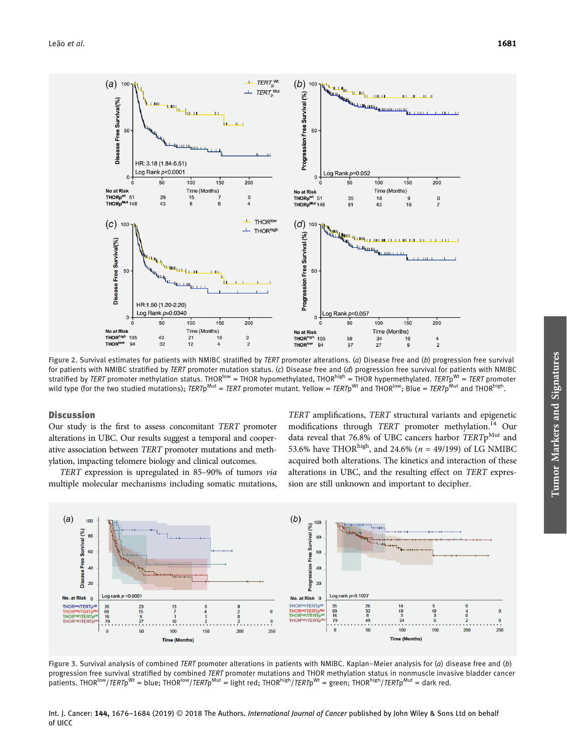Figure 2. Survival estimates for patients with NMIBC stratified by *TERT* promoter alterations. (*a*) Disease free and (*b*) progression free survival for patients with NMIBC stratified by *TERT* promoter mutation status. (*c*) Disease free and (*d*) progression free survival for patients with NMIBC stratified by *TERT* promoter methylation status. $THOR^{low}$ = THOR hypomethylated, $THOR^{high}$ = THOR hypermethylated. $TERTp^{Wt}$ = *TERT* promoter wild type (for the two studied mutations); $TERTp^{Mut}$ = *TERT* promoter mutant. Yellow = $TERTp^{Wt}$ and $THOR^{low}$; Blue = $TERTp^{Mut}$ and $THOR^{high}$.

## Discussion

Our study is the first to assess concomitant *TERT* promoter alterations in UBC. Our results suggest a temporal and cooperative association between *TERT* promoter mutations and methylation, impacting telomere biology and clinical outcomes.

*TERT* expression is upregulated in 85–90% of tumors *via* multiple molecular mechanisms including somatic mutations, *TERT* amplifications, *TERT* structural variants and epigenetic modifications through *TERT* promoter methylation.[14] Our data reveal that 76.8% of UBC cancers harbor $TERTp^{Mut}$ and 53.6% have $THOR^{high}$, and 24.6% ($n$ = 49/199) of LG NMIBC acquired both alterations. The kinetics and interaction of these alterations in UBC, and the resulting effect on *TERT* expression are still unknown and important to decipher.

Figure 3. Survival analysis of combined *TERT* promoter alterations in patients with NMIBC. Kaplan–Meier analysis for (*a*) disease free and (*b*) progression free survival stratified by combined *TERT* promoter mutations and THOR methylation status in nonmuscle invasive bladder cancer patients. $THOR^{low}/TERTp^{Wt}$ = blue; $THOR^{low}/TERTp^{Mut}$ = light red; $THOR^{high}/TERTp^{Wt}$ = green; $THOR^{high}/TERTp^{Mut}$ = dark red.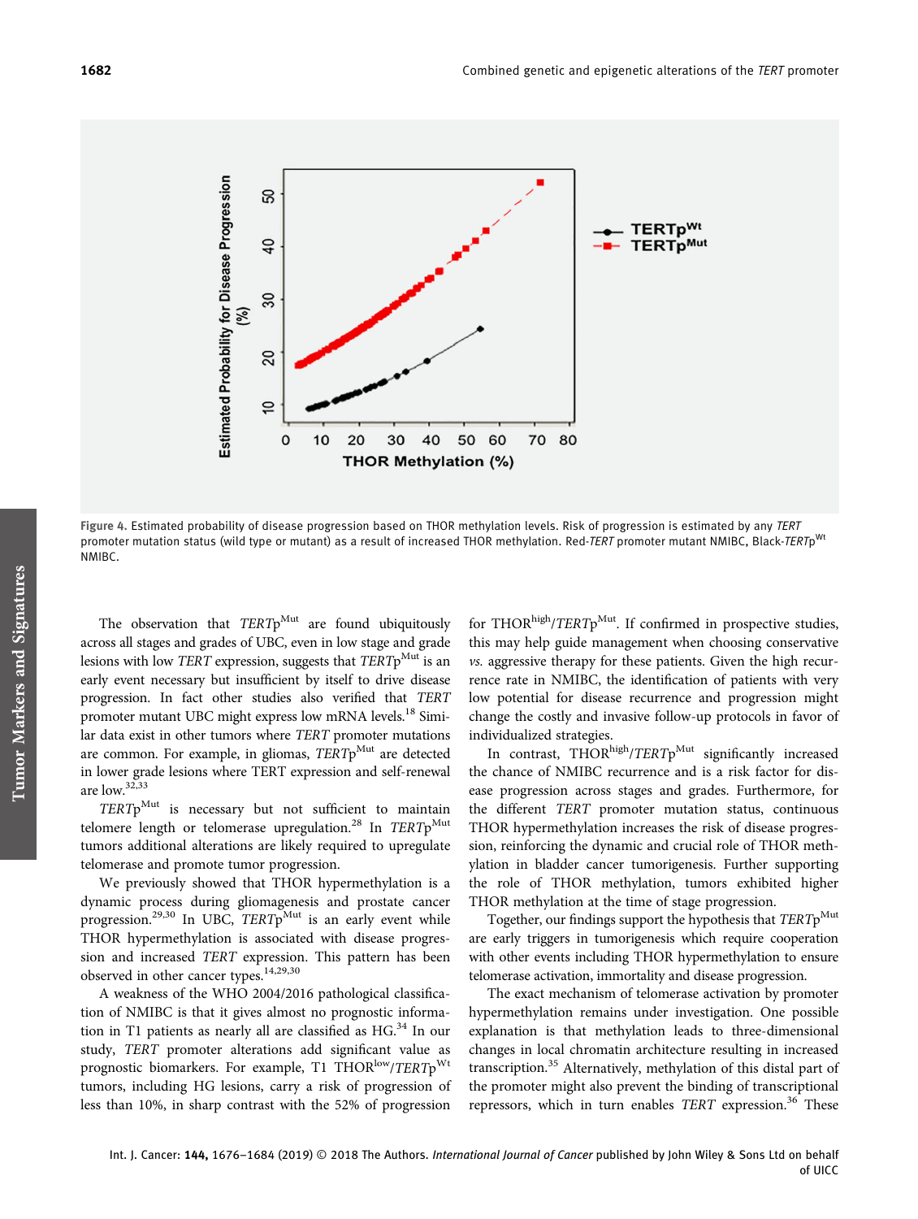Figure 4. Estimated probability of disease progression based on THOR methylation levels. Risk of progression is estimated by any *TERT* promoter mutation status (wild type or mutant) as a result of increased THOR methylation. Red-*TERT* promoter mutant NMIBC, Black-*TERT*p$^{Wt}$ NMIBC.

The observation that *TERT*p$^{Mut}$ are found ubiquitously across all stages and grades of UBC, even in low stage and grade lesions with low *TERT* expression, suggests that *TERT*p$^{Mut}$ is an early event necessary but insufficient by itself to drive disease progression. In fact other studies also verified that *TERT* promoter mutant UBC might express low mRNA levels.[18] Similar data exist in other tumors where *TERT* promoter mutations are common. For example, in gliomas, *TERT*p$^{Mut}$ are detected in lower grade lesions where TERT expression and self-renewal are low.[32,33]

*TERT*p$^{Mut}$ is necessary but not sufficient to maintain telomere length or telomerase upregulation.[28] In *TERT*p$^{Mut}$ tumors additional alterations are likely required to upregulate telomerase and promote tumor progression.

We previously showed that THOR hypermethylation is a dynamic process during gliomagenesis and prostate cancer progression.[29,30] In UBC, *TERT*p$^{Mut}$ is an early event while THOR hypermethylation is associated with disease progression and increased *TERT* expression. This pattern has been observed in other cancer types.[14,29,30]

A weakness of the WHO 2004/2016 pathological classification of NMIBC is that it gives almost no prognostic information in T1 patients as nearly all are classified as HG.[34] In our study, *TERT* promoter alterations add significant value as prognostic biomarkers. For example, T1 THOR$^{low}$/*TERT*p$^{Wt}$ tumors, including HG lesions, carry a risk of progression of less than 10%, in sharp contrast with the 52% of progression for THOR$^{high}$/*TERT*p$^{Mut}$. If confirmed in prospective studies, this may help guide management when choosing conservative *vs.* aggressive therapy for these patients. Given the high recurrence rate in NMIBC, the identification of patients with very low potential for disease recurrence and progression might change the costly and invasive follow-up protocols in favor of individualized strategies.

In contrast, THOR$^{high}$/*TERT*p$^{Mut}$ significantly increased the chance of NMIBC recurrence and is a risk factor for disease progression across stages and grades. Furthermore, for the different *TERT* promoter mutation status, continuous THOR hypermethylation increases the risk of disease progression, reinforcing the dynamic and crucial role of THOR methylation in bladder cancer tumorigenesis. Further supporting the role of THOR methylation, tumors exhibited higher THOR methylation at the time of stage progression.

Together, our findings support the hypothesis that *TERT*p$^{Mut}$ are early triggers in tumorigenesis which require cooperation with other events including THOR hypermethylation to ensure telomerase activation, immortality and disease progression.

The exact mechanism of telomerase activation by promoter hypermethylation remains under investigation. One possible explanation is that methylation leads to three-dimensional changes in local chromatin architecture resulting in increased transcription.[35] Alternatively, methylation of this distal part of the promoter might also prevent the binding of transcriptional repressors, which in turn enables *TERT* expression.[36] These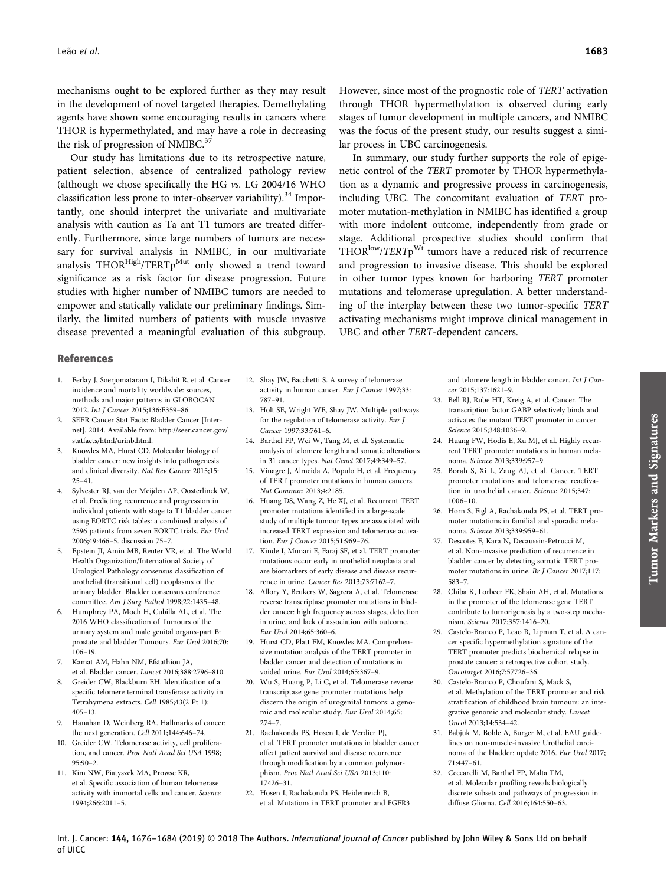mechanisms ought to be explored further as they may result in the development of novel targeted therapies. Demethylating agents have shown some encouraging results in cancers where THOR is hypermethylated, and may have a role in decreasing the risk of progression of NMIBC.[37]

Our study has limitations due to its retrospective nature, patient selection, absence of centralized pathology review (although we chose specifically the HG *vs.* LG 2004/16 WHO classification less prone to inter-observer variability).[34] Importantly, one should interpret the univariate and multivariate analysis with caution as Ta ant T1 tumors are treated differently. Furthermore, since large numbers of tumors are necessary for survival analysis in NMIBC, in our multivariate analysis $\text{THOR}^{\text{High}}/\text{TERTp}^{\text{Mut}}$ only showed a trend toward significance as a risk factor for disease progression. Future studies with higher number of NMIBC tumors are needed to empower and statically validate our preliminary findings. Similarly, the limited numbers of patients with muscle invasive disease prevented a meaningful evaluation of this subgroup. However, since most of the prognostic role of *TERT* activation through THOR hypermethylation is observed during early stages of tumor development in multiple cancers, and NMIBC was the focus of the present study, our results suggest a similar process in UBC carcinogenesis.

In summary, our study further supports the role of epigenetic control of the *TERT* promoter by THOR hypermethylation as a dynamic and progressive process in carcinogenesis, including UBC. The concomitant evaluation of *TERT* promoter mutation-methylation in NMIBC has identified a group with more indolent outcome, independently from grade or stage. Additional prospective studies should confirm that $\text{THOR}^{\text{low}}/\textit{TERT}\text{p}^{\text{Wt}}$ tumors have a reduced risk of recurrence and progression to invasive disease. This should be explored in other tumor types known for harboring *TERT* promoter mutations and telomerase upregulation. A better understanding of the interplay between these two tumor-specific *TERT* activating mechanisms might improve clinical management in UBC and other *TERT*-dependent cancers.

## References

1. Ferlay J, Soerjomataram I, Dikshit R, et al. Cancer incidence and mortality worldwide: sources, methods and major patterns in GLOBOCAN 2012. *Int J Cancer* 2015;136:E359–86.
2. SEER Cancer Stat Facts: Bladder Cancer [Internet]. 2014. Available from: http://seer.cancer.gov/statfacts/html/urinb.html.
3. Knowles MA, Hurst CD. Molecular biology of bladder cancer: new insights into pathogenesis and clinical diversity. *Nat Rev Cancer* 2015;15: 25–41.
4. Sylvester RJ, van der Meijden AP, Oosterlinck W, et al. Predicting recurrence and progression in individual patients with stage ta T1 bladder cancer using EORTC risk tables: a combined analysis of 2596 patients from seven EORTC trials. *Eur Urol* 2006;49:466–5. discussion 75–7.
5. Epstein JI, Amin MB, Reuter VR, et al. The World Health Organization/International Society of Urological Pathology consensus classification of urothelial (transitional cell) neoplasms of the urinary bladder. Bladder consensus conference committee. *Am J Surg Pathol* 1998;22:1435–48.
6. Humphrey PA, Moch H, Cubilla AL, et al. The 2016 WHO classification of Tumours of the urinary system and male genital organs-part B: prostate and bladder Tumours. *Eur Urol* 2016;70: 106–19.
7. Kamat AM, Hahn NM, Efstathiou JA, et al. Bladder cancer. *Lancet* 2016;388:2796–810.
8. Greider CW, Blackburn EH. Identification of a specific telomere terminal transferase activity in Tetrahymena extracts. *Cell* 1985;43(2 Pt 1): 405–13.
9. Hanahan D, Weinberg RA. Hallmarks of cancer: the next generation. *Cell* 2011;144:646–74.
10. Greider CW. Telomerase activity, cell proliferation, and cancer. *Proc Natl Acad Sci USA* 1998; 95:90–2.
11. Kim NW, Piatyszek MA, Prowse KR, et al. Specific association of human telomerase activity with immortal cells and cancer. *Science* 1994;266:2011–5.
12. Shay JW, Bacchetti S. A survey of telomerase activity in human cancer. *Eur J Cancer* 1997;33: 787–91.
13. Holt SE, Wright WE, Shay JW. Multiple pathways for the regulation of telomerase activity. *Eur J Cancer* 1997;33:761–6.
14. Barthel FP, Wei W, Tang M, et al. Systematic analysis of telomere length and somatic alterations in 31 cancer types. *Nat Genet* 2017;49:349–57.
15. Vinagre J, Almeida A, Populo H, et al. Frequency of TERT promoter mutations in human cancers. *Nat Commun* 2013;4:2185.
16. Huang DS, Wang Z, He XJ, et al. Recurrent TERT promoter mutations identified in a large-scale study of multiple tumour types are associated with increased TERT expression and telomerase activation. *Eur J Cancer* 2015;51:969–76.
17. Kinde I, Munari E, Faraj SF, et al. TERT promoter mutations occur early in urothelial neoplasia and are biomarkers of early disease and disease recurrence in urine. *Cancer Res* 2013;73:7162–7.
18. Allory Y, Beukers W, Sagrera A, et al. Telomerase reverse transcriptase promoter mutations in bladder cancer: high frequency across stages, detection in urine, and lack of association with outcome. *Eur Urol* 2014;65:360–6.
19. Hurst CD, Platt FM, Knowles MA. Comprehensive mutation analysis of the TERT promoter in bladder cancer and detection of mutations in voided urine. *Eur Urol* 2014;65:367–9.
20. Wu S, Huang P, Li C, et al. Telomerase reverse transcriptase gene promoter mutations help discern the origin of urogenital tumors: a genomic and molecular study. *Eur Urol* 2014;65: 274–7.
21. Rachakonda PS, Hosen I, de Verdier PJ, et al. TERT promoter mutations in bladder cancer affect patient survival and disease recurrence through modification by a common polymorphism. *Proc Natl Acad Sci USA* 2013;110: 17426–31.
22. Hosen I, Rachakonda PS, Heidenreich B, et al. Mutations in TERT promoter and FGFR3 and telomere length in bladder cancer. *Int J Cancer* 2015;137:1621–9.
23. Bell RJ, Rube HT, Kreig A, et al. Cancer. The transcription factor GABP selectively binds and activates the mutant TERT promoter in cancer. *Science* 2015;348:1036–9.
24. Huang FW, Hodis E, Xu MJ, et al. Highly recurrent TERT promoter mutations in human melanoma. *Science* 2013;339:957–9.
25. Borah S, Xi L, Zaug AJ, et al. Cancer. TERT promoter mutations and telomerase reactivation in urothelial cancer. *Science* 2015;347: 1006–10.
26. Horn S, Figl A, Rachakonda PS, et al. TERT promoter mutations in familial and sporadic melanoma. *Science* 2013;339:959–61.
27. Descotes F, Kara N, Decaussin-Petrucci M, et al. Non-invasive prediction of recurrence in bladder cancer by detecting somatic TERT promoter mutations in urine. *Br J Cancer* 2017;117: 583–7.
28. Chiba K, Lorbeer FK, Shain AH, et al. Mutations in the promoter of the telomerase gene TERT contribute to tumorigenesis by a two-step mechanism. *Science* 2017;357:1416–20.
29. Castelo-Branco P, Leao R, Lipman T, et al. A cancer specific hypermethylation signature of the TERT promoter predicts biochemical relapse in prostate cancer: a retrospective cohort study. *Oncotarget* 2016;7:57726–36.
30. Castelo-Branco P, Choufani S, Mack S, et al. Methylation of the TERT promoter and risk stratification of childhood brain tumours: an integrative genomic and molecular study. *Lancet Oncol* 2013;14:534–42.
31. Babjuk M, Bohle A, Burger M, et al. EAU guidelines on non-muscle-invasive Urothelial carcinoma of the bladder: update 2016. *Eur Urol* 2017; 71:447–61.
32. Ceccarelli M, Barthel FP, Malta TM, et al. Molecular profiling reveals biologically discrete subsets and pathways of progression in diffuse Glioma. *Cell* 2016;164:550–63.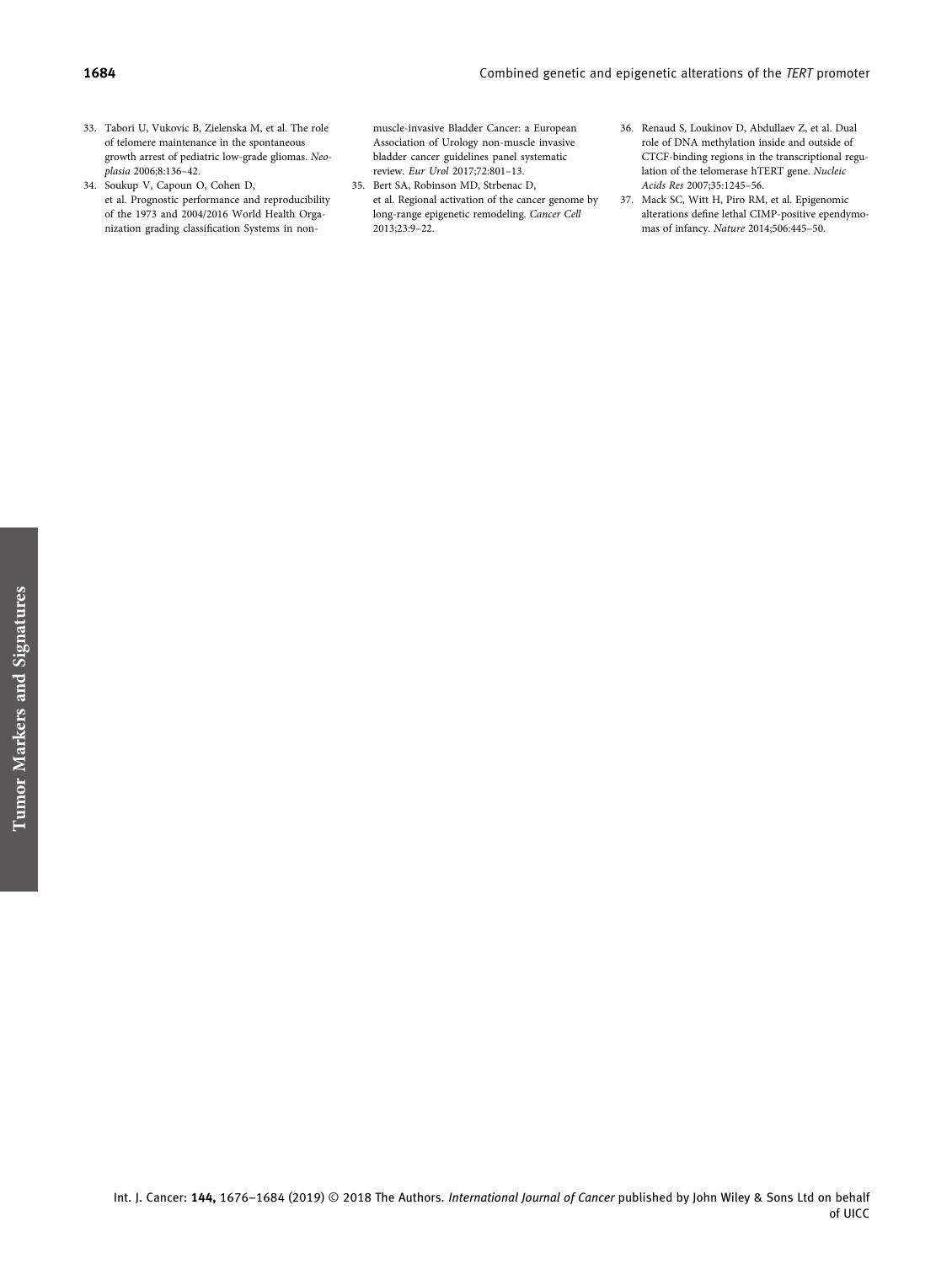33. Tabori U, Vukovic B, Zielenska M, et al. The role of telomere maintenance in the spontaneous growth arrest of pediatric low-grade gliomas. *Neoplasia* 2006;8:136–42.
34. Soukup V, Capoun O, Cohen D, et al. Prognostic performance and reproducibility of the 1973 and 2004/2016 World Health Organization grading classification Systems in non-muscle-invasive Bladder Cancer: a European Association of Urology non-muscle invasive bladder cancer guidelines panel systematic review. *Eur Urol* 2017;72:801–13.
35. Bert SA, Robinson MD, Strbenac D, et al. Regional activation of the cancer genome by long-range epigenetic remodeling. *Cancer Cell* 2013;23:9–22.
36. Renaud S, Loukinov D, Abdullaev Z, et al. Dual role of DNA methylation inside and outside of CTCF-binding regions in the transcriptional regulation of the telomerase hTERT gene. *Nucleic Acids Res* 2007;35:1245–56.
37. Mack SC, Witt H, Piro RM, et al. Epigenomic alterations define lethal CIMP-positive ependymomas of infancy. *Nature* 2014;506:445–50.